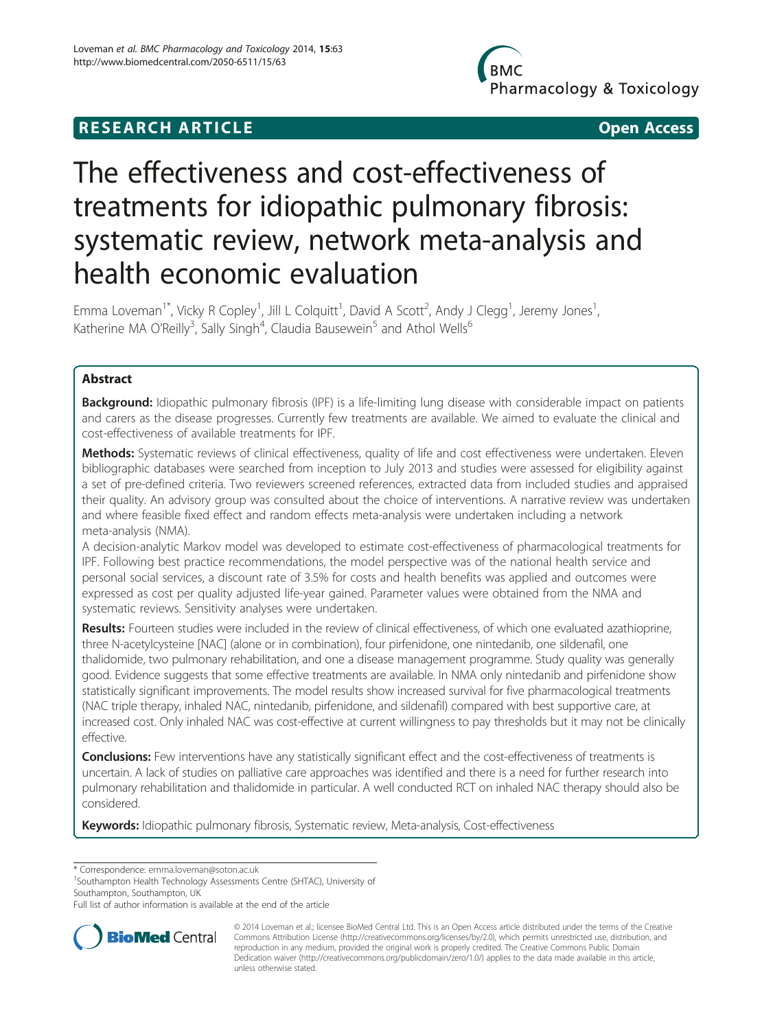RESEARCH ARTICLE Open Access

# The effectiveness and cost-effectiveness of treatments for idiopathic pulmonary fibrosis: systematic review, network meta-analysis and health economic evaluation

Emma Loveman[1*], Vicky R Copley[1], Jill L Colquitt[1], David A Scott[2], Andy J Clegg[1], Jeremy Jones[1], Katherine MA O'Reilly[3], Sally Singh[4], Claudia Bausewein[5] and Athol Wells[6]

## Abstract

**Background:** Idiopathic pulmonary fibrosis (IPF) is a life-limiting lung disease with considerable impact on patients and carers as the disease progresses. Currently few treatments are available. We aimed to evaluate the clinical and cost-effectiveness of available treatments for IPF.

**Methods:** Systematic reviews of clinical effectiveness, quality of life and cost effectiveness were undertaken. Eleven bibliographic databases were searched from inception to July 2013 and studies were assessed for eligibility against a set of pre-defined criteria. Two reviewers screened references, extracted data from included studies and appraised their quality. An advisory group was consulted about the choice of interventions. A narrative review was undertaken and where feasible fixed effect and random effects meta-analysis were undertaken including a network meta-analysis (NMA).

A decision-analytic Markov model was developed to estimate cost-effectiveness of pharmacological treatments for IPF. Following best practice recommendations, the model perspective was of the national health service and personal social services, a discount rate of 3.5% for costs and health benefits was applied and outcomes were expressed as cost per quality adjusted life-year gained. Parameter values were obtained from the NMA and systematic reviews. Sensitivity analyses were undertaken.

**Results:** Fourteen studies were included in the review of clinical effectiveness, of which one evaluated azathioprine, three N-acetylcysteine [NAC] (alone or in combination), four pirfenidone, one nintedanib, one sildenafil, one thalidomide, two pulmonary rehabilitation, and one a disease management programme. Study quality was generally good. Evidence suggests that some effective treatments are available. In NMA only nintedanib and pirfenidone show statistically significant improvements. The model results show increased survival for five pharmacological treatments (NAC triple therapy, inhaled NAC, nintedanib, pirfenidone, and sildenafil) compared with best supportive care, at increased cost. Only inhaled NAC was cost-effective at current willingness to pay thresholds but it may not be clinically effective.

**Conclusions:** Few interventions have any statistically significant effect and the cost-effectiveness of treatments is uncertain. A lack of studies on palliative care approaches was identified and there is a need for further research into pulmonary rehabilitation and thalidomide in particular. A well conducted RCT on inhaled NAC therapy should also be considered.

**Keywords:** Idiopathic pulmonary fibrosis, Systematic review, Meta-analysis, Cost-effectiveness

\* Correspondence: emma.loveman@soton.ac.uk

[1]Southampton Health Technology Assessments Centre (SHTAC), University of Southampton, Southampton, UK

Full list of author information is available at the end of the article

© 2014 Loveman et al.; licensee BioMed Central Ltd. This is an Open Access article distributed under the terms of the Creative Commons Attribution License (http://creativecommons.org/licenses/by/2.0), which permits unrestricted use, distribution, and reproduction in any medium, provided the original work is properly credited. The Creative Commons Public Domain Dedication waiver (http://creativecommons.org/publicdomain/zero/1.0/) applies to the data made available in this article, unless otherwise stated.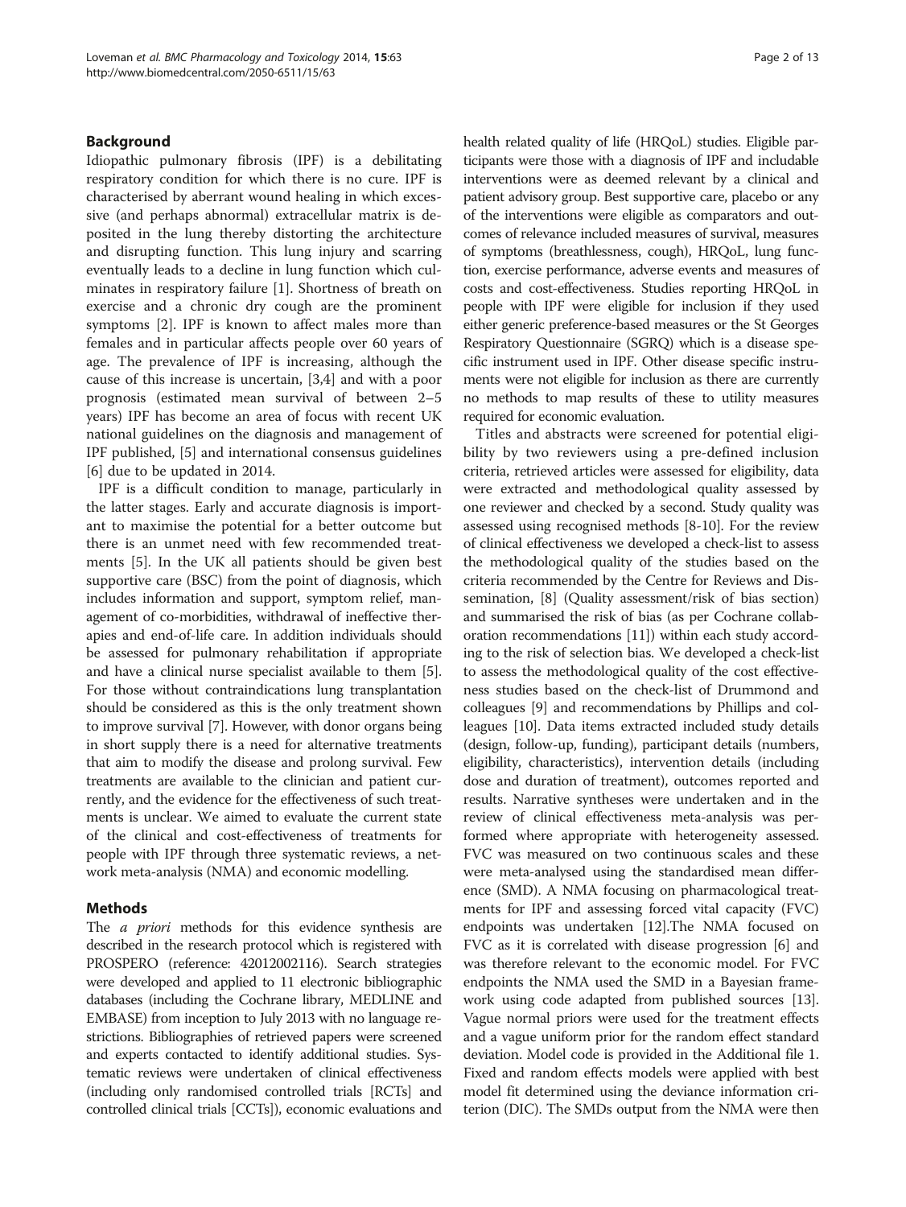## Background

Idiopathic pulmonary fibrosis (IPF) is a debilitating respiratory condition for which there is no cure. IPF is characterised by aberrant wound healing in which excessive (and perhaps abnormal) extracellular matrix is deposited in the lung thereby distorting the architecture and disrupting function. This lung injury and scarring eventually leads to a decline in lung function which culminates in respiratory failure [1]. Shortness of breath on exercise and a chronic dry cough are the prominent symptoms [2]. IPF is known to affect males more than females and in particular affects people over 60 years of age. The prevalence of IPF is increasing, although the cause of this increase is uncertain, [3,4] and with a poor prognosis (estimated mean survival of between 2–5 years) IPF has become an area of focus with recent UK national guidelines on the diagnosis and management of IPF published, [5] and international consensus guidelines [6] due to be updated in 2014.

IPF is a difficult condition to manage, particularly in the latter stages. Early and accurate diagnosis is important to maximise the potential for a better outcome but there is an unmet need with few recommended treatments [5]. In the UK all patients should be given best supportive care (BSC) from the point of diagnosis, which includes information and support, symptom relief, management of co-morbidities, withdrawal of ineffective therapies and end-of-life care. In addition individuals should be assessed for pulmonary rehabilitation if appropriate and have a clinical nurse specialist available to them [5]. For those without contraindications lung transplantation should be considered as this is the only treatment shown to improve survival [7]. However, with donor organs being in short supply there is a need for alternative treatments that aim to modify the disease and prolong survival. Few treatments are available to the clinician and patient currently, and the evidence for the effectiveness of such treatments is unclear. We aimed to evaluate the current state of the clinical and cost-effectiveness of treatments for people with IPF through three systematic reviews, a network meta-analysis (NMA) and economic modelling.

## Methods

The *a priori* methods for this evidence synthesis are described in the research protocol which is registered with PROSPERO (reference: 42012002116). Search strategies were developed and applied to 11 electronic bibliographic databases (including the Cochrane library, MEDLINE and EMBASE) from inception to July 2013 with no language restrictions. Bibliographies of retrieved papers were screened and experts contacted to identify additional studies. Systematic reviews were undertaken of clinical effectiveness (including only randomised controlled trials [RCTs] and controlled clinical trials [CCTs]), economic evaluations and health related quality of life (HRQoL) studies. Eligible participants were those with a diagnosis of IPF and includable interventions were as deemed relevant by a clinical and patient advisory group. Best supportive care, placebo or any of the interventions were eligible as comparators and outcomes of relevance included measures of survival, measures of symptoms (breathlessness, cough), HRQoL, lung function, exercise performance, adverse events and measures of costs and cost-effectiveness. Studies reporting HRQoL in people with IPF were eligible for inclusion if they used either generic preference-based measures or the St Georges Respiratory Questionnaire (SGRQ) which is a disease specific instrument used in IPF. Other disease specific instruments were not eligible for inclusion as there are currently no methods to map results of these to utility measures required for economic evaluation.

Titles and abstracts were screened for potential eligibility by two reviewers using a pre-defined inclusion criteria, retrieved articles were assessed for eligibility, data were extracted and methodological quality assessed by one reviewer and checked by a second. Study quality was assessed using recognised methods [8-10]. For the review of clinical effectiveness we developed a check-list to assess the methodological quality of the studies based on the criteria recommended by the Centre for Reviews and Dissemination, [8] (Quality assessment/risk of bias section) and summarised the risk of bias (as per Cochrane collaboration recommendations [11]) within each study according to the risk of selection bias. We developed a check-list to assess the methodological quality of the cost effectiveness studies based on the check-list of Drummond and colleagues [9] and recommendations by Phillips and colleagues [10]. Data items extracted included study details (design, follow-up, funding), participant details (numbers, eligibility, characteristics), intervention details (including dose and duration of treatment), outcomes reported and results. Narrative syntheses were undertaken and in the review of clinical effectiveness meta-analysis was performed where appropriate with heterogeneity assessed. FVC was measured on two continuous scales and these were meta-analysed using the standardised mean difference (SMD). A NMA focusing on pharmacological treatments for IPF and assessing forced vital capacity (FVC) endpoints was undertaken [12].The NMA focused on FVC as it is correlated with disease progression [6] and was therefore relevant to the economic model. For FVC endpoints the NMA used the SMD in a Bayesian framework using code adapted from published sources [13]. Vague normal priors were used for the treatment effects and a vague uniform prior for the random effect standard deviation. Model code is provided in the Additional file 1. Fixed and random effects models were applied with best model fit determined using the deviance information criterion (DIC). The SMDs output from the NMA were then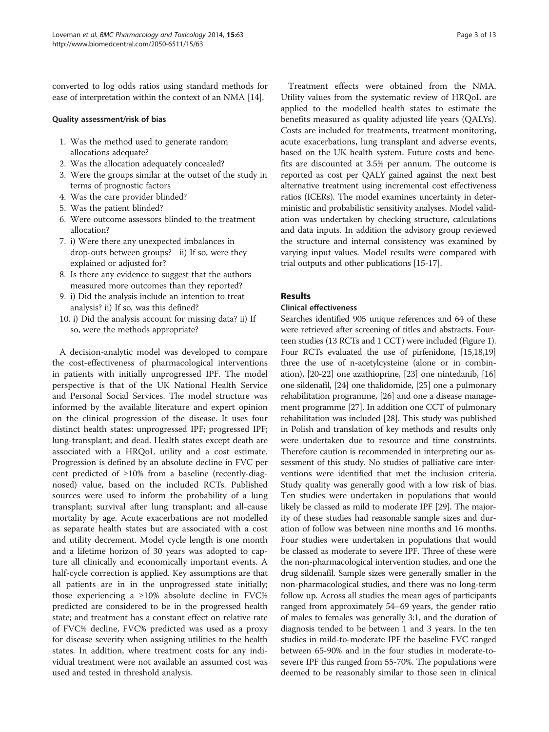converted to log odds ratios using standard methods for ease of interpretation within the context of an NMA [14].

#### Quality assessment/risk of bias

1. Was the method used to generate random allocations adequate?
2. Was the allocation adequately concealed?
3. Were the groups similar at the outset of the study in terms of prognostic factors
4. Was the care provider blinded?
5. Was the patient blinded?
6. Were outcome assessors blinded to the treatment allocation?
7. i) Were there any unexpected imbalances in drop-outs between groups? ii) If so, were they explained or adjusted for?
8. Is there any evidence to suggest that the authors measured more outcomes than they reported?
9. i) Did the analysis include an intention to treat analysis? ii) If so, was this defined?
10. i) Did the analysis account for missing data? ii) If so, were the methods appropriate?

A decision-analytic model was developed to compare the cost-effectiveness of pharmacological interventions in patients with initially unprogressed IPF. The model perspective is that of the UK National Health Service and Personal Social Services. The model structure was informed by the available literature and expert opinion on the clinical progression of the disease. It uses four distinct health states: unprogressed IPF; progressed IPF; lung-transplant; and dead. Health states except death are associated with a HRQoL utility and a cost estimate. Progression is defined by an absolute decline in FVC per cent predicted of ≥10% from a baseline (recently-diagnosed) value, based on the included RCTs. Published sources were used to inform the probability of a lung transplant; survival after lung transplant; and all-cause mortality by age. Acute exacerbations are not modelled as separate health states but are associated with a cost and utility decrement. Model cycle length is one month and a lifetime horizon of 30 years was adopted to capture all clinically and economically important events. A half-cycle correction is applied. Key assumptions are that all patients are in in the unprogressed state initially; those experiencing a ≥10% absolute decline in FVC% predicted are considered to be in the progressed health state; and treatment has a constant effect on relative rate of FVC% decline, FVC% predicted was used as a proxy for disease severity when assigning utilities to the health states. In addition, where treatment costs for any individual treatment were not available an assumed cost was used and tested in threshold analysis.

Treatment effects were obtained from the NMA. Utility values from the systematic review of HRQoL are applied to the modelled health states to estimate the benefits measured as quality adjusted life years (QALYs). Costs are included for treatments, treatment monitoring, acute exacerbations, lung transplant and adverse events, based on the UK health system. Future costs and benefits are discounted at 3.5% per annum. The outcome is reported as cost per QALY gained against the next best alternative treatment using incremental cost effectiveness ratios (ICERs). The model examines uncertainty in deterministic and probabilistic sensitivity analyses. Model validation was undertaken by checking structure, calculations and data inputs. In addition the advisory group reviewed the structure and internal consistency was examined by varying input values. Model results were compared with trial outputs and other publications [15-17].

## Results

### Clinical effectiveness

Searches identified 905 unique references and 64 of these were retrieved after screening of titles and abstracts. Fourteen studies (13 RCTs and 1 CCT) were included (Figure 1). Four RCTs evaluated the use of pirfenidone, [15,18,19] three the use of n-acetylcysteine (alone or in combination), [20-22] one azathioprine, [23] one nintedanib, [16] one sildenafil, [24] one thalidomide, [25] one a pulmonary rehabilitation programme, [26] and one a disease management programme [27]. In addition one CCT of pulmonary rehabilitation was included [28]. This study was published in Polish and translation of key methods and results only were undertaken due to resource and time constraints. Therefore caution is recommended in interpreting our assessment of this study. No studies of palliative care interventions were identified that met the inclusion criteria. Study quality was generally good with a low risk of bias. Ten studies were undertaken in populations that would likely be classed as mild to moderate IPF [29]. The majority of these studies had reasonable sample sizes and duration of follow was between nine months and 16 months. Four studies were undertaken in populations that would be classed as moderate to severe IPF. Three of these were the non-pharmacological intervention studies, and one the drug sildenafil. Sample sizes were generally smaller in the non-pharmacological studies, and there was no long-term follow up. Across all studies the mean ages of participants ranged from approximately 54–69 years, the gender ratio of males to females was generally 3:1, and the duration of diagnosis tended to be between 1 and 3 years. In the ten studies in mild-to-moderate IPF the baseline FVC ranged between 65-90% and in the four studies in moderate-to-severe IPF this ranged from 55-70%. The populations were deemed to be reasonably similar to those seen in clinical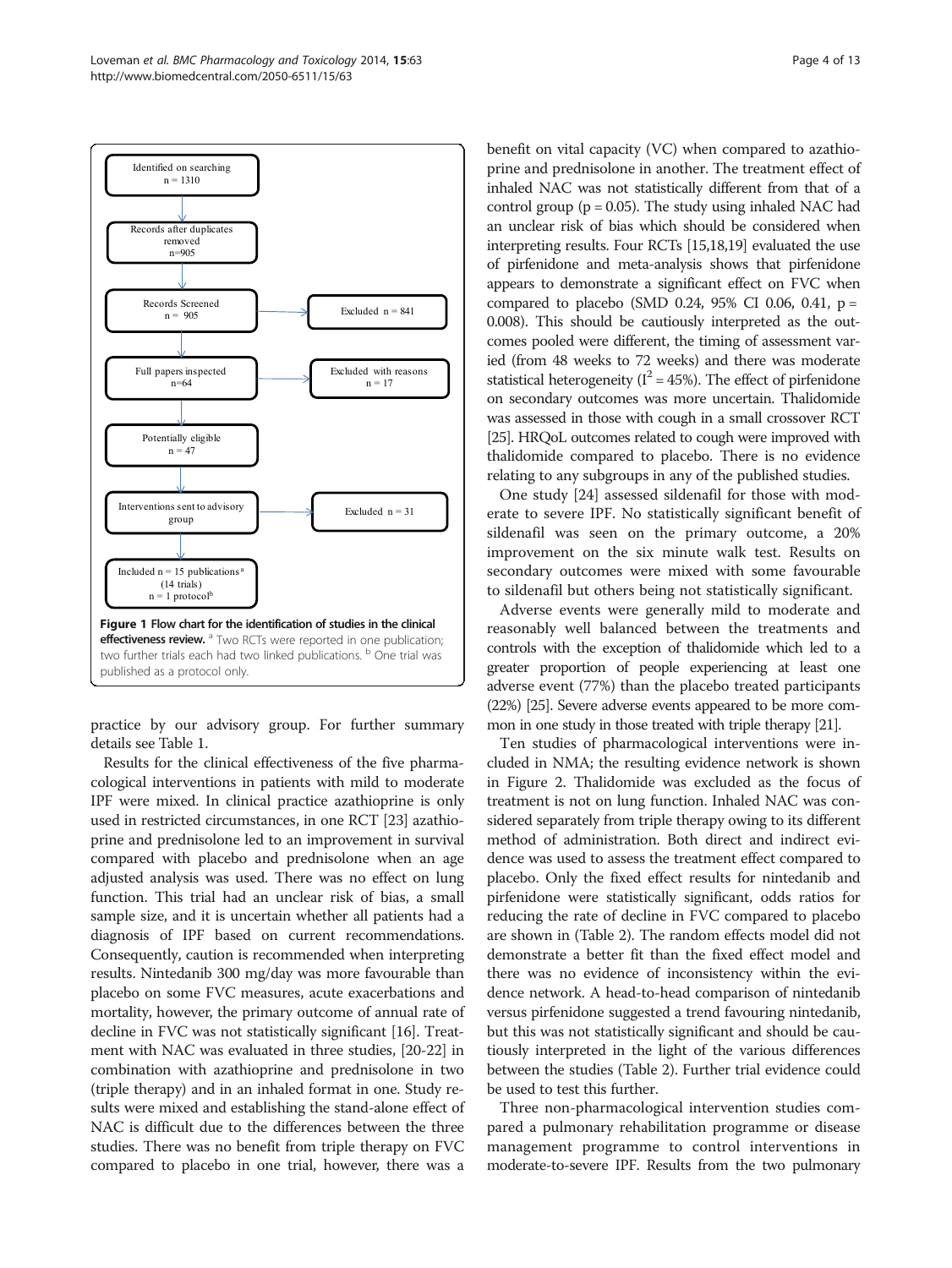Identified on searching
n = 1310

Records after duplicates removed
n=905

Records Screened
n = 905

Excluded n = 841

Full papers inspected
n=64

Excluded with reasons
n = 17

Potentially eligible
n = 47

Interventions sent to advisory group

Excluded n = 31

Included n = 15 publications[a]
(14 trials)
n = 1 protocol[b]

**Figure 1 Flow chart for the identification of studies in the clinical effectiveness review.** [a] Two RCTs were reported in one publication; two further trials each had two linked publications. [b] One trial was published as a protocol only.

practice by our advisory group. For further summary details see Table 1.

Results for the clinical effectiveness of the five pharmacological interventions in patients with mild to moderate IPF were mixed. In clinical practice azathioprine is only used in restricted circumstances, in one RCT [23] azathioprine and prednisolone led to an improvement in survival compared with placebo and prednisolone when an age adjusted analysis was used. There was no effect on lung function. This trial had an unclear risk of bias, a small sample size, and it is uncertain whether all patients had a diagnosis of IPF based on current recommendations. Consequently, caution is recommended when interpreting results. Nintedanib 300 mg/day was more favourable than placebo on some FVC measures, acute exacerbations and mortality, however, the primary outcome of annual rate of decline in FVC was not statistically significant [16]. Treatment with NAC was evaluated in three studies, [20-22] in combination with azathioprine and prednisolone in two (triple therapy) and in an inhaled format in one. Study results were mixed and establishing the stand-alone effect of NAC is difficult due to the differences between the three studies. There was no benefit from triple therapy on FVC compared to placebo in one trial, however, there was a benefit on vital capacity (VC) when compared to azathioprine and prednisolone in another. The treatment effect of inhaled NAC was not statistically different from that of a control group ($p = 0.05$). The study using inhaled NAC had an unclear risk of bias which should be considered when interpreting results. Four RCTs [15,18,19] evaluated the use of pirfenidone and meta-analysis shows that pirfenidone appears to demonstrate a significant effect on FVC when compared to placebo (SMD 0.24, 95% CI 0.06, 0.41, $p = 0.008$). This should be cautiously interpreted as the outcomes pooled were different, the timing of assessment varied (from 48 weeks to 72 weeks) and there was moderate statistical heterogeneity ($I^2 = 45\%$). The effect of pirfenidone on secondary outcomes was more uncertain. Thalidomide was assessed in those with cough in a small crossover RCT [25]. HRQoL outcomes related to cough were improved with thalidomide compared to placebo. There is no evidence relating to any subgroups in any of the published studies.

One study [24] assessed sildenafil for those with moderate to severe IPF. No statistically significant benefit of sildenafil was seen on the primary outcome, a 20% improvement on the six minute walk test. Results on secondary outcomes were mixed with some favourable to sildenafil but others being not statistically significant.

Adverse events were generally mild to moderate and reasonably well balanced between the treatments and controls with the exception of thalidomide which led to a greater proportion of people experiencing at least one adverse event (77%) than the placebo treated participants (22%) [25]. Severe adverse events appeared to be more common in one study in those treated with triple therapy [21].

Ten studies of pharmacological interventions were included in NMA; the resulting evidence network is shown in Figure 2. Thalidomide was excluded as the focus of treatment is not on lung function. Inhaled NAC was considered separately from triple therapy owing to its different method of administration. Both direct and indirect evidence was used to assess the treatment effect compared to placebo. Only the fixed effect results for nintedanib and pirfenidone were statistically significant, odds ratios for reducing the rate of decline in FVC compared to placebo are shown in (Table 2). The random effects model did not demonstrate a better fit than the fixed effect model and there was no evidence of inconsistency within the evidence network. A head-to-head comparison of nintedanib versus pirfenidone suggested a trend favouring nintedanib, but this was not statistically significant and should be cautiously interpreted in the light of the various differences between the studies (Table 2). Further trial evidence could be used to test this further.

Three non-pharmacological intervention studies compared a pulmonary rehabilitation programme or disease management programme to control interventions in moderate-to-severe IPF. Results from the two pulmonary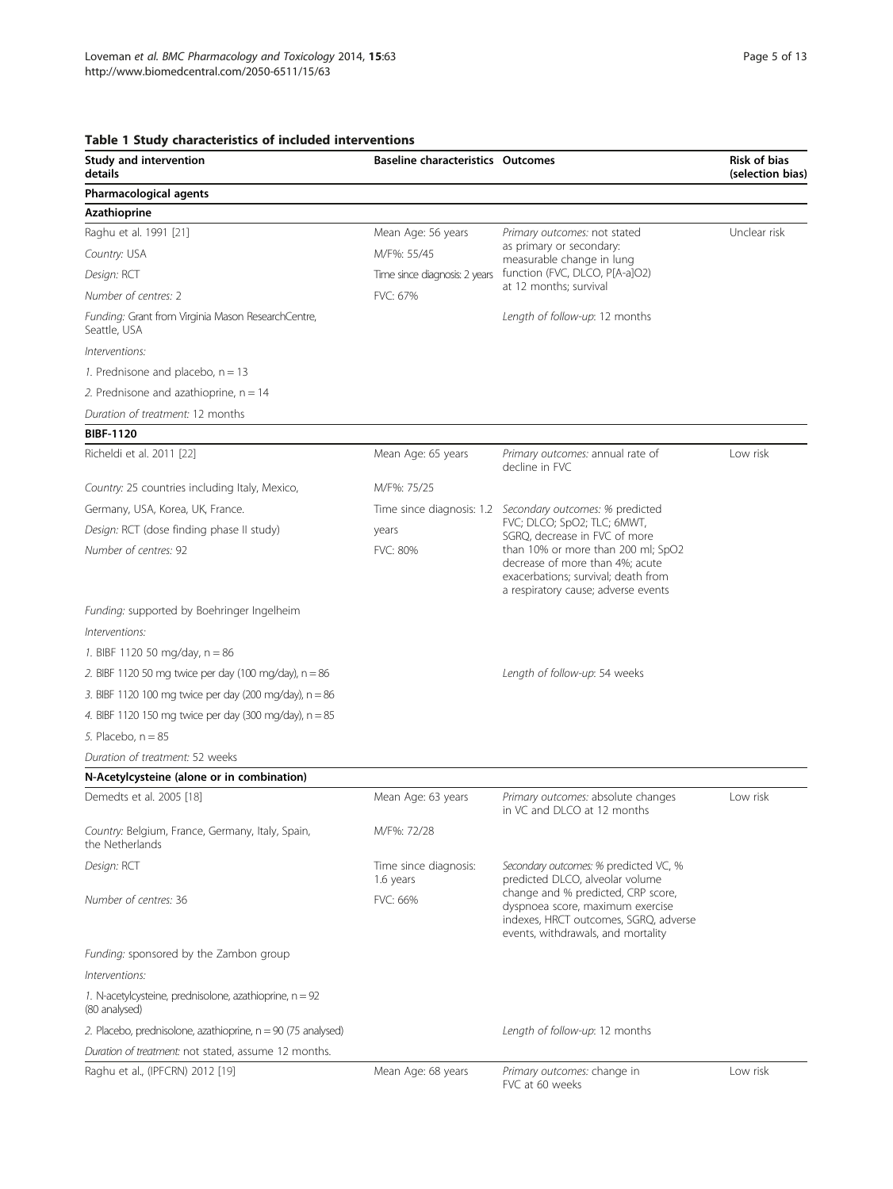**Table 1 Study characteristics of included interventions**

| Study and intervention details | Baseline characteristics | Outcomes | Risk of bias (selection bias) |
|---|---|---|---|
| **Pharmacological agents** | | | |
| **Azathioprine** | | | |
| Raghu et al. 1991 [21] | Mean Age: 56 years | *Primary outcomes:* not stated as primary or secondary: measurable change in lung function (FVC, DLCO, P[A-a]O2) at 12 months; survival | Unclear risk |
| *Country:* USA | M/F%: 55/45 | | |
| *Design:* RCT | Time since diagnosis: 2 years | | |
| *Number of centres:* 2 | FVC: 67% | | |
| *Funding:* Grant from Virginia Mason ResearchCentre, Seattle, USA | | *Length of follow-up*: 12 months | |
| *Interventions:* | | | |
| *1.* Prednisone and placebo, n = 13 | | | |
| *2.* Prednisone and azathioprine, n = 14 | | | |
| *Duration of treatment:* 12 months | | | |
| **BIBF-1120** | | | |
| Richeldi et al. 2011 [22] | Mean Age: 65 years | *Primary outcomes:* annual rate of decline in FVC | Low risk |
| *Country:* 25 countries including Italy, Mexico, Germany, USA, Korea, UK, France. | M/F%: 75/25 | | |
| *Design:* RCT (dose finding phase II study) | Time since diagnosis: 1.2 years | *Secondary outcomes:* % predicted FVC; DLCO; SpO2; TLC; 6MWT, SGRQ, decrease in FVC of more than 10% or more than 200 ml; SpO2 decrease of more than 4%; acute exacerbations; survival; death from a respiratory cause; adverse events | |
| *Number of centres:* 92 | FVC: 80% | | |
| *Funding:* supported by Boehringer Ingelheim | | | |
| *Interventions:* | | | |
| *1.* BIBF 1120 50 mg/day, n = 86 | | | |
| *2.* BIBF 1120 50 mg twice per day (100 mg/day), n = 86 | | *Length of follow-up*: 54 weeks | |
| *3.* BIBF 1120 100 mg twice per day (200 mg/day), n = 86 | | | |
| *4.* BIBF 1120 150 mg twice per day (300 mg/day), n = 85 | | | |
| *5.* Placebo, n = 85 | | | |
| *Duration of treatment:* 52 weeks | | | |
| **N-Acetylcysteine (alone or in combination)** | | | |
| Demedts et al. 2005 [18] | Mean Age: 63 years | *Primary outcomes:* absolute changes in VC and DLCO at 12 months | Low risk |
| *Country:* Belgium, France, Germany, Italy, Spain, the Netherlands | M/F%: 72/28 | | |
| *Design:* RCT | Time since diagnosis: 1.6 years | *Secondary outcomes:* % predicted VC, % predicted DLCO, alveolar volume change and % predicted, CRP score, dyspnoea score, maximum exercise indexes, HRCT outcomes, SGRQ, adverse events, withdrawals, and mortality | |
| *Number of centres:* 36 | FVC: 66% | | |
| *Funding:* sponsored by the Zambon group | | | |
| *Interventions:* | | | |
| *1.* N-acetylcysteine, prednisolone, azathioprine, n = 92 (80 analysed) | | | |
| *2.* Placebo, prednisolone, azathioprine, n = 90 (75 analysed) | | *Length of follow-up*: 12 months | |
| *Duration of treatment:* not stated, assume 12 months. | | | |
| Raghu et al., (IPFCRN) 2012 [19] | Mean Age: 68 years | *Primary outcomes:* change in FVC at 60 weeks | Low risk |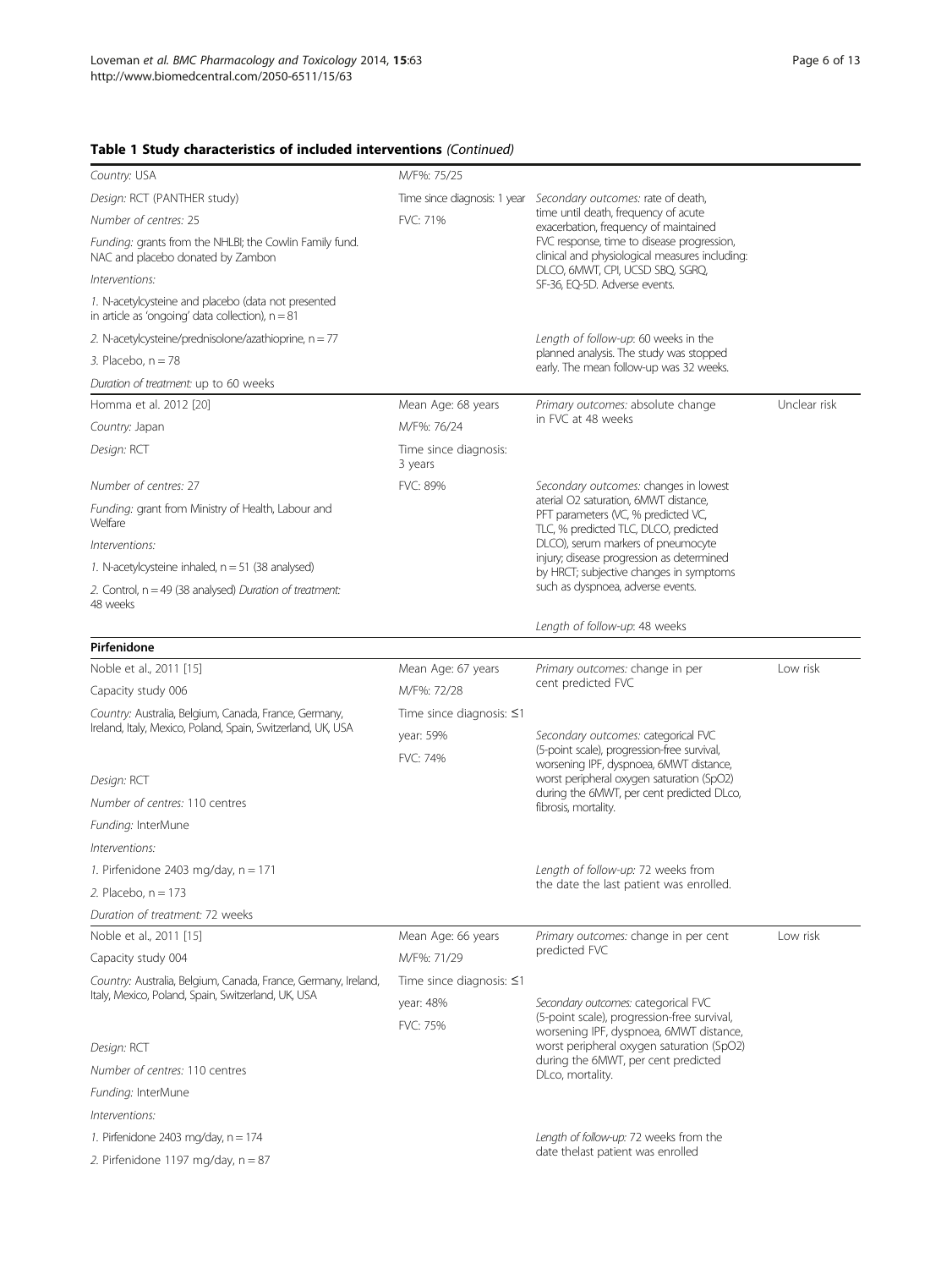**Table 1 Study characteristics of included interventions** *(Continued)*

| | | | |
|---|---|---|---|
| *Country:* USA<br>*Design:* RCT (PANTHER study)<br>*Number of centres:* 25<br>*Funding:* grants from the NHLBI; the Cowlin Family fund. NAC and placebo donated by Zambon<br>*Interventions:*<br>*1.* N-acetylcysteine and placebo (data not presented in article as 'ongoing' data collection), n = 81<br>*2.* N-acetylcysteine/prednisolone/azathioprine, n = 77<br>*3.* Placebo, n = 78<br>*Duration of treatment:* up to 60 weeks | M/F%: 75/25<br>Time since diagnosis: 1 year<br>FVC: 71% | *Secondary outcomes:* rate of death, time until death, frequency of acute exacerbation, frequency of maintained FVC response, time to disease progression, clinical and physiological measures including: DLCO, 6MWT, CPI, UCSD SBQ, SGRQ, SF-36, EQ-5D. Adverse events.<br>*Length of follow-up*: 60 weeks in the planned analysis. The study was stopped early. The mean follow-up was 32 weeks. | |
| Homma et al. 2012 [20]<br>*Country:* Japan<br>*Design:* RCT<br>*Number of centres:* 27<br>*Funding:* grant from Ministry of Health, Labour and Welfare<br>*Interventions:*<br>*1.* N-acetylcysteine inhaled, n = 51 (38 analysed)<br>*2.* Control, n = 49 (38 analysed) *Duration of treatment:* 48 weeks | Mean Age: 68 years<br>M/F%: 76/24<br>Time since diagnosis: 3 years<br>FVC: 89% | *Primary outcomes:* absolute change in FVC at 48 weeks<br>*Secondary outcomes:* changes in lowest aterial O2 saturation, 6MWT distance, PFT parameters (VC, % predicted VC, TLC, % predicted TLC, DLCO, predicted DLCO), serum markers of pneumocyte injury; disease progression as determined by HRCT; subjective changes in symptoms such as dyspnoea, adverse events.<br>*Length of follow-up*: 48 weeks | Unclear risk |
| **Pirfenidone** | | | |
| Noble et al., 2011 [15]<br>Capacity study 006<br>*Country:* Australia, Belgium, Canada, France, Germany, Ireland, Italy, Mexico, Poland, Spain, Switzerland, UK, USA<br>*Design:* RCT<br>*Number of centres:* 110 centres<br>*Funding:* InterMune<br>*Interventions:*<br>*1.* Pirfenidone 2403 mg/day, n = 171<br>*2.* Placebo, n = 173<br>*Duration of treatment:* 72 weeks | Mean Age: 67 years<br>M/F%: 72/28<br>Time since diagnosis: ≤1 year: 59%<br>FVC: 74% | *Primary outcomes:* change in per cent predicted FVC<br>*Secondary outcomes:* categorical FVC (5-point scale), progression-free survival, worsening IPF, dyspnoea, 6MWT distance, worst peripheral oxygen saturation (SpO2) during the 6MWT, per cent predicted DLco, fibrosis, mortality.<br>*Length of follow-up:* 72 weeks from the date the last patient was enrolled. | Low risk |
| Noble et al., 2011 [15]<br>Capacity study 004<br>*Country:* Australia, Belgium, Canada, France, Germany, Ireland, Italy, Mexico, Poland, Spain, Switzerland, UK, USA<br>*Design:* RCT<br>*Number of centres:* 110 centres<br>*Funding:* InterMune<br>*Interventions:*<br>*1.* Pirfenidone 2403 mg/day, n = 174<br>*2.* Pirfenidone 1197 mg/day, n = 87 | Mean Age: 66 years<br>M/F%: 71/29<br>Time since diagnosis: ≤1 year: 48%<br>FVC: 75% | *Primary outcomes:* change in per cent predicted FVC<br>*Secondary outcomes:* categorical FVC (5-point scale), progression-free survival, worsening IPF, dyspnoea, 6MWT distance, worst peripheral oxygen saturation (SpO2) during the 6MWT, per cent predicted DLco, mortality.<br>*Length of follow-up:* 72 weeks from the date thelast patient was enrolled | Low risk |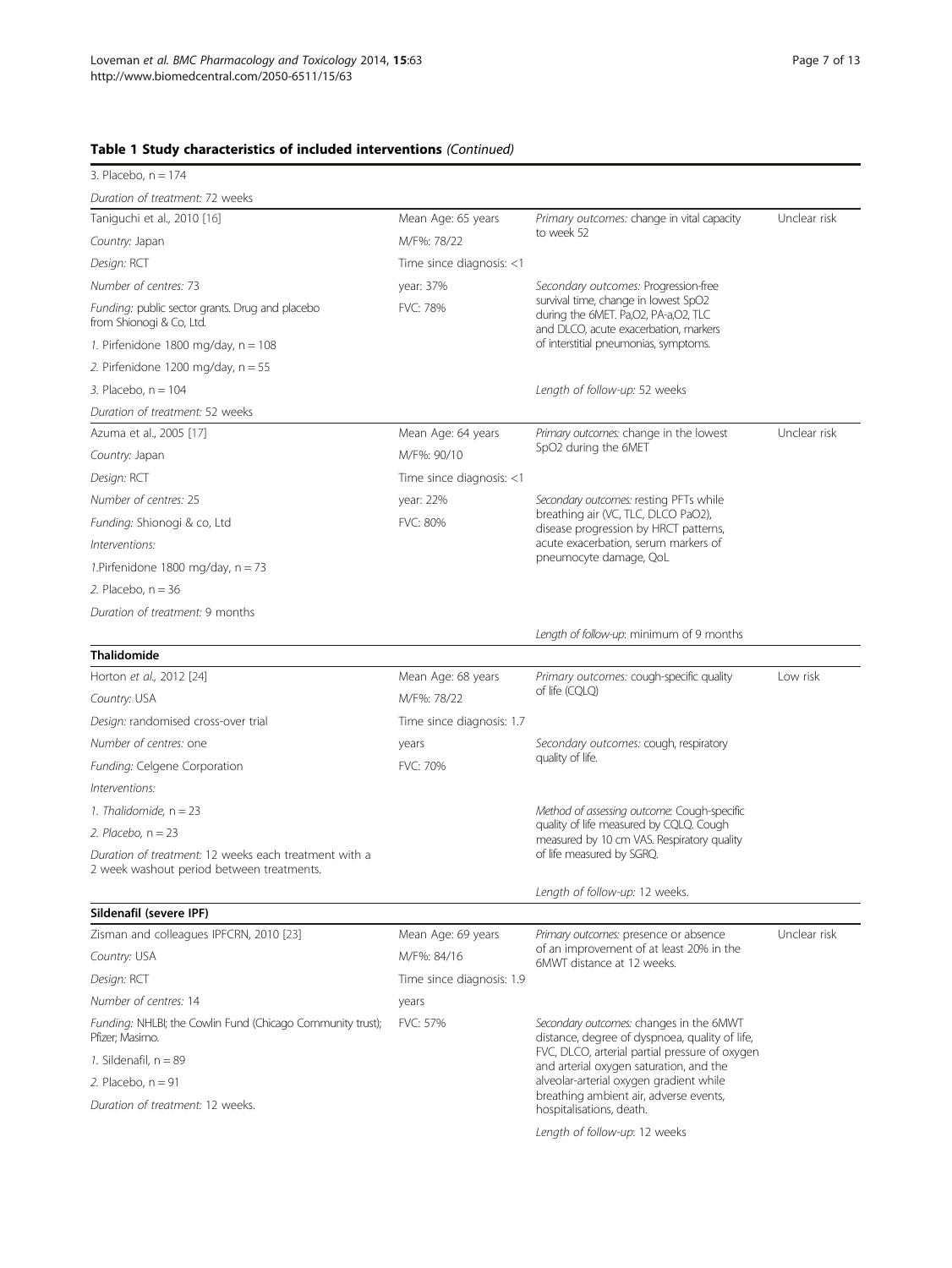**Table 1 Study characteristics of included interventions** *(Continued)*

| | | | |
|---|---|---|---|
| 3. Placebo, n = 174<br>*Duration of treatment:* 72 weeks | | | |
| Taniguchi et al., 2010 [16]<br>*Country:* Japan<br>*Design:* RCT<br>*Number of centres:* 73<br>*Funding:* public sector grants. Drug and placebo from Shionogi & Co, Ltd.<br>1. Pirfenidone 1800 mg/day, n = 108<br>2. Pirfenidone 1200 mg/day, n = 55<br>3. Placebo, n = 104<br>*Duration of treatment:* 52 weeks | Mean Age: 65 years<br>M/F%: 78/22<br>Time since diagnosis: <1 year: 37%<br>FVC: 78% | *Primary outcomes:* change in vital capacity to week 52<br>*Secondary outcomes:* Progression-free survival time, change in lowest SpO2 during the 6MET. Pa,O2, PA-a,O2, TLC and DLCO, acute exacerbation, markers of interstitial pneumonias, symptoms.<br>*Length of follow-up:* 52 weeks | Unclear risk |
| Azuma et al., 2005 [17]<br>*Country:* Japan<br>*Design:* RCT<br>*Number of centres:* 25<br>*Funding:* Shionogi & co, Ltd<br>*Interventions:*<br>1.Pirfenidone 1800 mg/day, n = 73<br>2. Placebo, n = 36<br>*Duration of treatment:* 9 months | Mean Age: 64 years<br>M/F%: 90/10<br>Time since diagnosis: <1 year: 22%<br>FVC: 80% | *Primary outcomes:* change in the lowest SpO2 during the 6MET<br>*Secondary outcomes:* resting PFTs while breathing air (VC, TLC, DLCO PaO2), disease progression by HRCT patterns, acute exacerbation, serum markers of pneumocyte damage, QoL<br>*Length of follow-up*: minimum of 9 months | Unclear risk |
| **Thalidomide** | | | |
| Horton *et al.,* 2012 [24]<br>*Country:* USA<br>*Design:* randomised cross-over trial<br>*Number of centres:* one<br>*Funding:* Celgene Corporation<br>*Interventions:*<br>*1. Thalidomide,* n = 23<br>*2. Placebo,* n = 23<br>*Duration of treatment:* 12 weeks each treatment with a 2 week washout period between treatments. | Mean Age: 68 years<br>M/F%: 78/22<br>Time since diagnosis: 1.7 years<br>FVC: 70% | *Primary outcomes:* cough-specific quality of life (CQLQ)<br>*Secondary outcomes:* cough, respiratory quality of life.<br>*Method of assessing outcome:* Cough-specific quality of life measured by CQLQ. Cough measured by 10 cm VAS. Respiratory quality of life measured by SGRQ.<br>*Length of follow-up:* 12 weeks. | Low risk |
| **Sildenafil (severe IPF)** | | | |
| Zisman and colleagues IPFCRN, 2010 [23]<br>*Country:* USA<br>*Design:* RCT<br>*Number of centres:* 14<br>*Funding:* NHLBI; the Cowlin Fund (Chicago Community trust); Pfizer; Masimo.<br>*1.* Sildenafil, n = 89<br>*2.* Placebo, n = 91<br>*Duration of treatment:* 12 weeks. | Mean Age: 69 years<br>M/F%: 84/16<br>Time since diagnosis: 1.9 years<br>FVC: 57% | *Primary outcomes:* presence or absence of an improvement of at least 20% in the 6MWT distance at 12 weeks.<br>*Secondary outcomes:* changes in the 6MWT distance, degree of dyspnoea, quality of life, FVC, DLCO, arterial partial pressure of oxygen and arterial oxygen saturation, and the alveolar-arterial oxygen gradient while breathing ambient air, adverse events, hospitalisations, death.<br>*Length of follow-up*: 12 weeks | Unclear risk |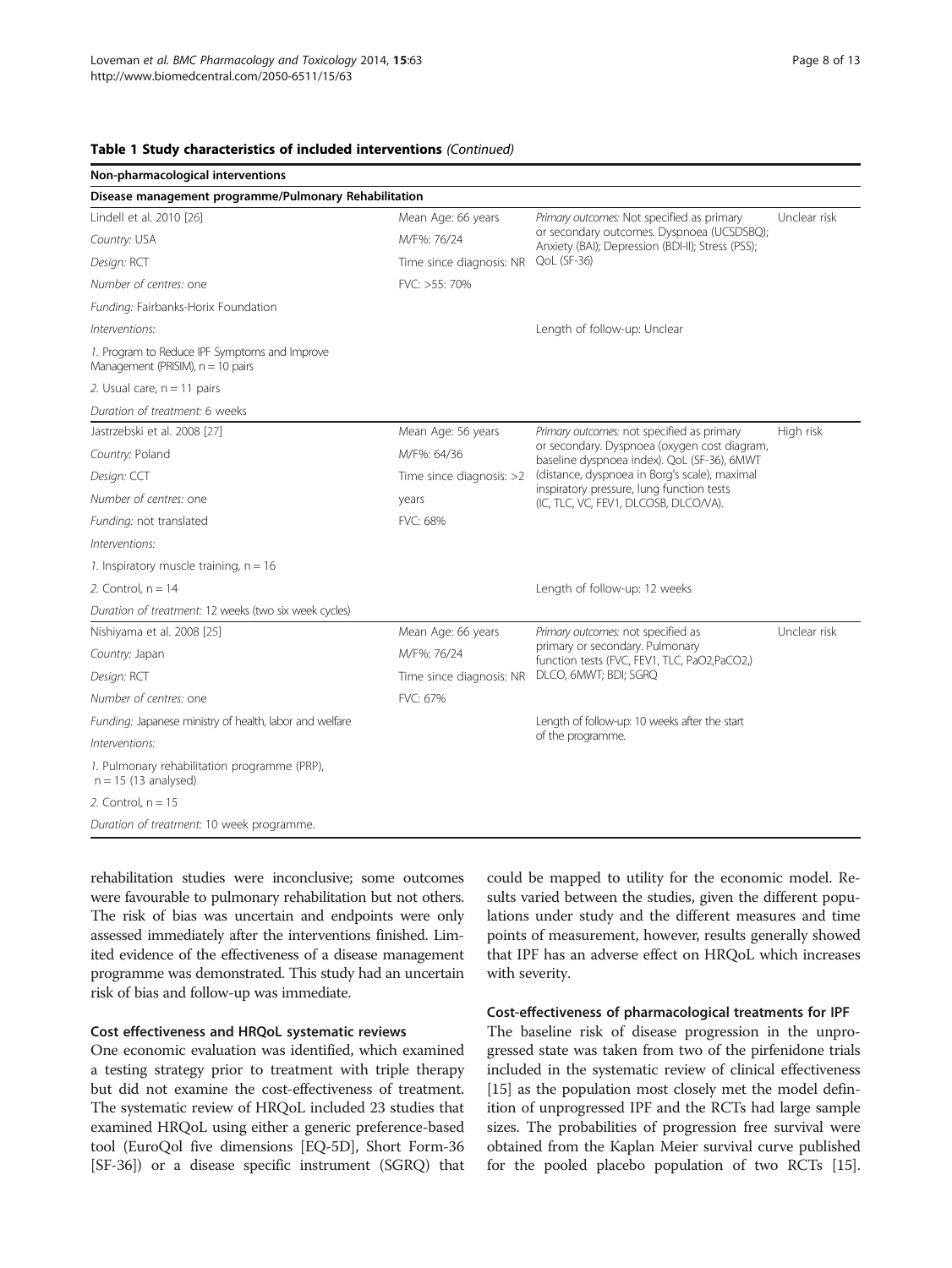**Table 1 Study characteristics of included interventions** *(Continued)*

| Non-pharmacological interventions | | | |
|---|---|---|---|
| **Disease management programme/Pulmonary Rehabilitation** | | | |
| Lindell et al. 2010 [26] | Mean Age: 66 years | *Primary outcomes:* Not specified as primary or secondary outcomes. Dyspnoea (UCSDSBQ); Anxiety (BAI); Depression (BDI-II); Stress (PSS); QoL (SF-36) | Unclear risk |
| *Country:* USA | M/F%: 76/24 | | |
| *Design:* RCT | Time since diagnosis: NR | | |
| *Number of centres:* one | FVC: >55: 70% | | |
| *Funding:* Fairbanks-Horix Foundation | | | |
| *Interventions:* | | Length of follow-up: Unclear | |
| *1.* Program to Reduce IPF Symptoms and Improve Management (PRISIM), n = 10 pairs | | | |
| *2.* Usual care, n = 11 pairs | | | |
| *Duration of treatment:* 6 weeks | | | |
| Jastrzebski et al. 2008 [27] | Mean Age: 56 years | *Primary outcomes:* not specified as primary or secondary. Dyspnoea (oxygen cost diagram, baseline dyspnoea index). QoL (SF-36), 6MWT (distance, dyspnoea in Borg's scale), maximal inspiratory pressure, lung function tests (IC, TLC, VC, FEV1, DLCOSB, DLCO/VA). | High risk |
| *Country:* Poland | M/F%: 64/36 | | |
| *Design:* CCT | Time since diagnosis: >2 years | | |
| *Number of centres:* one | | | |
| *Funding:* not translated | FVC: 68% | | |
| *Interventions:* | | | |
| *1.* Inspiratory muscle training, n = 16 | | | |
| *2.* Control, n = 14 | | Length of follow-up: 12 weeks | |
| *Duration of treatment:* 12 weeks (two six week cycles) | | | |
| Nishiyama et al. 2008 [25] | Mean Age: 66 years | *Primary outcomes:* not specified as primary or secondary. Pulmonary function tests (FVC, FEV1, TLC, PaO2,PaCO2,) DLCO, 6MWT; BDI; SGRQ | Unclear risk |
| *Country:* Japan | M/F%: 76/24 | | |
| *Design:* RCT | Time since diagnosis: NR | | |
| *Number of centres:* one | FVC: 67% | | |
| *Funding:* Japanese ministry of health, labor and welfare | | Length of follow-up: 10 weeks after the start of the programme. | |
| *Interventions:* | | | |
| *1.* Pulmonary rehabilitation programme (PRP), n = 15 (13 analysed) | | | |
| *2.* Control, n = 15 | | | |
| *Duration of treatment:* 10 week programme. | | | |

rehabilitation studies were inconclusive; some outcomes were favourable to pulmonary rehabilitation but not others. The risk of bias was uncertain and endpoints were only assessed immediately after the interventions finished. Limited evidence of the effectiveness of a disease management programme was demonstrated. This study had an uncertain risk of bias and follow-up was immediate.

### Cost effectiveness and HRQoL systematic reviews

One economic evaluation was identified, which examined a testing strategy prior to treatment with triple therapy but did not examine the cost-effectiveness of treatment. The systematic review of HRQoL included 23 studies that examined HRQoL using either a generic preference-based tool (EuroQol five dimensions [EQ-5D], Short Form-36 [SF-36]) or a disease specific instrument (SGRQ) that could be mapped to utility for the economic model. Results varied between the studies, given the different populations under study and the different measures and time points of measurement, however, results generally showed that IPF has an adverse effect on HRQoL which increases with severity.

### Cost-effectiveness of pharmacological treatments for IPF

The baseline risk of disease progression in the unprogressed state was taken from two of the pirfenidone trials included in the systematic review of clinical effectiveness [15] as the population most closely met the model definition of unprogressed IPF and the RCTs had large sample sizes. The probabilities of progression free survival were obtained from the Kaplan Meier survival curve published for the pooled placebo population of two RCTs [15].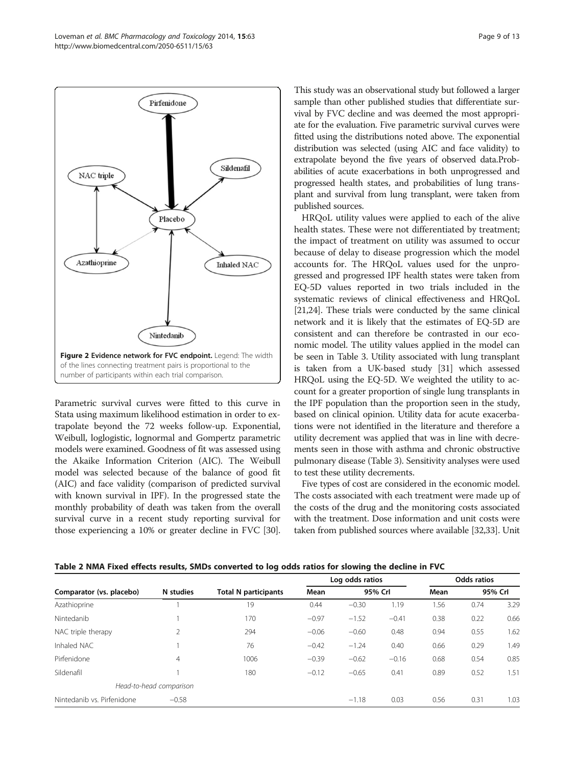**Figure 2 Evidence network for FVC endpoint.** Legend: The width of the lines connecting treatment pairs is proportional to the number of participants within each trial comparison.

Parametric survival curves were fitted to this curve in Stata using maximum likelihood estimation in order to extrapolate beyond the 72 weeks follow-up. Exponential, Weibull, loglogistic, lognormal and Gompertz parametric models were examined. Goodness of fit was assessed using the Akaike Information Criterion (AIC). The Weibull model was selected because of the balance of good fit (AIC) and face validity (comparison of predicted survival with known survival in IPF). In the progressed state the monthly probability of death was taken from the overall survival curve in a recent study reporting survival for those experiencing a 10% or greater decline in FVC [30]. This study was an observational study but followed a larger sample than other published studies that differentiate survival by FVC decline and was deemed the most appropriate for the evaluation. Five parametric survival curves were fitted using the distributions noted above. The exponential distribution was selected (using AIC and face validity) to extrapolate beyond the five years of observed data.Probabilities of acute exacerbations in both unprogressed and progressed health states, and probabilities of lung transplant and survival from lung transplant, were taken from published sources.

HRQoL utility values were applied to each of the alive health states. These were not differentiated by treatment; the impact of treatment on utility was assumed to occur because of delay to disease progression which the model accounts for. The HRQoL values used for the unprogressed and progressed IPF health states were taken from EQ-5D values reported in two trials included in the systematic reviews of clinical effectiveness and HRQoL [21,24]. These trials were conducted by the same clinical network and it is likely that the estimates of EQ-5D are consistent and can therefore be contrasted in our economic model. The utility values applied in the model can be seen in Table 3. Utility associated with lung transplant is taken from a UK-based study [31] which assessed HRQoL using the EQ-5D. We weighted the utility to account for a greater proportion of single lung transplants in the IPF population than the proportion seen in the study, based on clinical opinion. Utility data for acute exacerbations were not identified in the literature and therefore a utility decrement was applied that was in line with decrements seen in those with asthma and chronic obstructive pulmonary disease (Table 3). Sensitivity analyses were used to test these utility decrements.

Five types of cost are considered in the economic model. The costs associated with each treatment were made up of the costs of the drug and the monitoring costs associated with the treatment. Dose information and unit costs were taken from published sources where available [32,33]. Unit

**Table 2 NMA Fixed effects results, SMDs converted to log odds ratios for slowing the decline in FVC**

| Comparator (vs. placebo) | N studies | Total N participants | Log odds ratios | | | Odds ratios | | |
|---|---|---|---|---|---|---|---|---|
| | | | Mean | 95% CrI | | Mean | 95% CrI | |
| Azathioprine | 1 | 19 | 0.44 | −0.30 | 1.19 | 1.56 | 0.74 | 3.29 |
| Nintedanib | 1 | 170 | −0.97 | −1.52 | −0.41 | 0.38 | 0.22 | 0.66 |
| NAC triple therapy | 2 | 294 | −0.06 | −0.60 | 0.48 | 0.94 | 0.55 | 1.62 |
| Inhaled NAC | 1 | 76 | −0.42 | −1.24 | 0.40 | 0.66 | 0.29 | 1.49 |
| Pirfenidone | 4 | 1006 | −0.39 | −0.62 | −0.16 | 0.68 | 0.54 | 0.85 |
| Sildenafil | 1 | 180 | −0.12 | −0.65 | 0.41 | 0.89 | 0.52 | 1.51 |
| *Head-to-head comparison* | | | | | | | | |
| Nintedanib vs. Pirfenidone | −0.58 | | | −1.18 | 0.03 | 0.56 | 0.31 | 1.03 |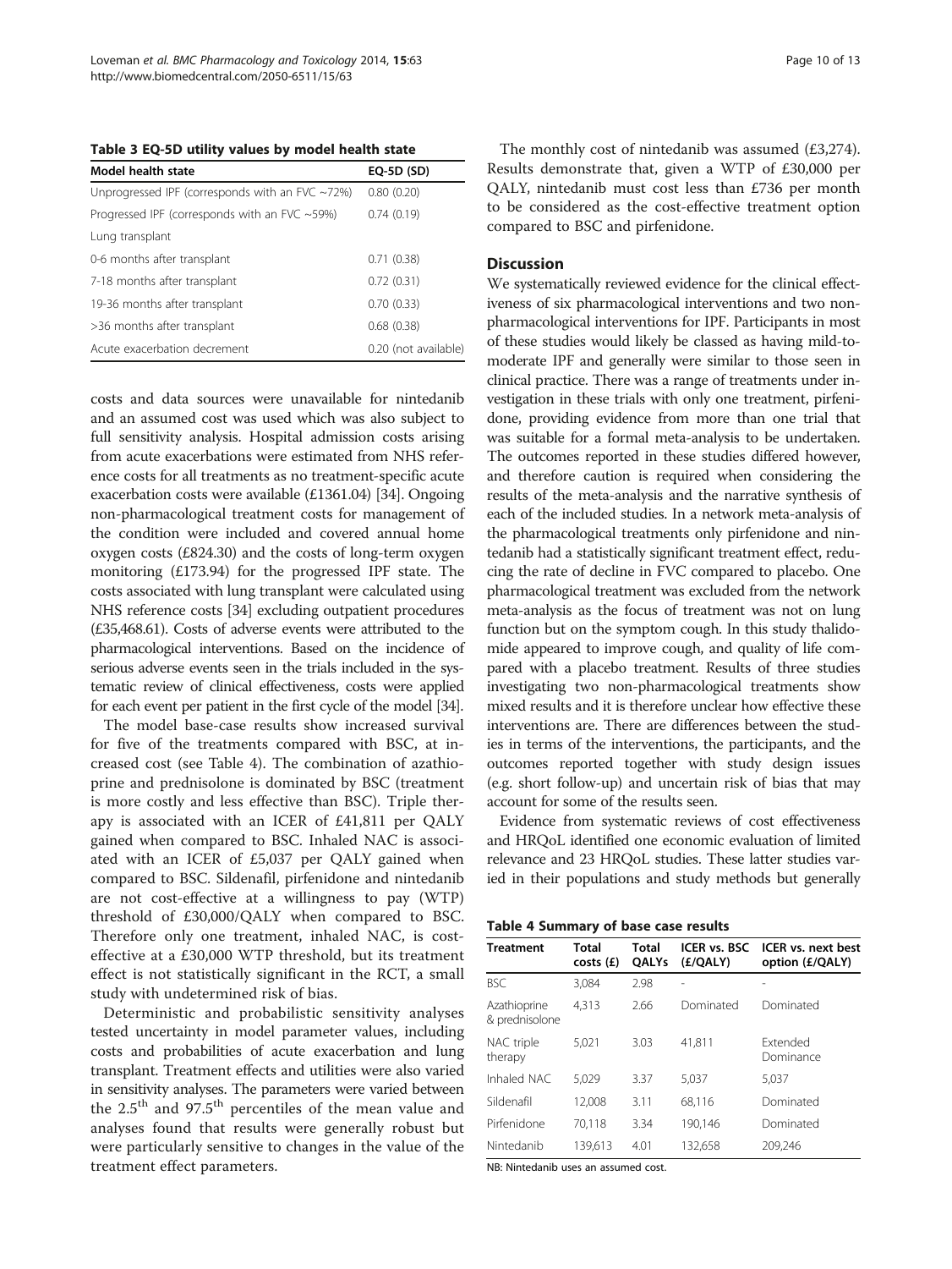**Table 3 EQ-5D utility values by model health state**

| Model health state | EQ-5D (SD) |
| --- | --- |
| Unprogressed IPF (corresponds with an FVC ~72%) | 0.80 (0.20) |
| Progressed IPF (corresponds with an FVC ~59%) | 0.74 (0.19) |
| Lung transplant | |
| 0-6 months after transplant | 0.71 (0.38) |
| 7-18 months after transplant | 0.72 (0.31) |
| 19-36 months after transplant | 0.70 (0.33) |
| >36 months after transplant | 0.68 (0.38) |
| Acute exacerbation decrement | 0.20 (not available) |

costs and data sources were unavailable for nintedanib and an assumed cost was used which was also subject to full sensitivity analysis. Hospital admission costs arising from acute exacerbations were estimated from NHS reference costs for all treatments as no treatment-specific acute exacerbation costs were available (£1361.04) [34]. Ongoing non-pharmacological treatment costs for management of the condition were included and covered annual home oxygen costs (£824.30) and the costs of long-term oxygen monitoring (£173.94) for the progressed IPF state. The costs associated with lung transplant were calculated using NHS reference costs [34] excluding outpatient procedures (£35,468.61). Costs of adverse events were attributed to the pharmacological interventions. Based on the incidence of serious adverse events seen in the trials included in the systematic review of clinical effectiveness, costs were applied for each event per patient in the first cycle of the model [34].

The model base-case results show increased survival for five of the treatments compared with BSC, at increased cost (see Table 4). The combination of azathioprine and prednisolone is dominated by BSC (treatment is more costly and less effective than BSC). Triple therapy is associated with an ICER of £41,811 per QALY gained when compared to BSC. Inhaled NAC is associated with an ICER of £5,037 per QALY gained when compared to BSC. Sildenafil, pirfenidone and nintedanib are not cost-effective at a willingness to pay (WTP) threshold of £30,000/QALY when compared to BSC. Therefore only one treatment, inhaled NAC, is cost-effective at a £30,000 WTP threshold, but its treatment effect is not statistically significant in the RCT, a small study with undetermined risk of bias.

Deterministic and probabilistic sensitivity analyses tested uncertainty in model parameter values, including costs and probabilities of acute exacerbation and lung transplant. Treatment effects and utilities were also varied in sensitivity analyses. The parameters were varied between the 2.5[th] and 97.5[th] percentiles of the mean value and analyses found that results were generally robust but were particularly sensitive to changes in the value of the treatment effect parameters.

The monthly cost of nintedanib was assumed (£3,274). Results demonstrate that, given a WTP of £30,000 per QALY, nintedanib must cost less than £736 per month to be considered as the cost-effective treatment option compared to BSC and pirfenidone.

## Discussion

We systematically reviewed evidence for the clinical effectiveness of six pharmacological interventions and two non-pharmacological interventions for IPF. Participants in most of these studies would likely be classed as having mild-to-moderate IPF and generally were similar to those seen in clinical practice. There was a range of treatments under investigation in these trials with only one treatment, pirfenidone, providing evidence from more than one trial that was suitable for a formal meta-analysis to be undertaken. The outcomes reported in these studies differed however, and therefore caution is required when considering the results of the meta-analysis and the narrative synthesis of each of the included studies. In a network meta-analysis of the pharmacological treatments only pirfenidone and nintedanib had a statistically significant treatment effect, reducing the rate of decline in FVC compared to placebo. One pharmacological treatment was excluded from the network meta-analysis as the focus of treatment was not on lung function but on the symptom cough. In this study thalidomide appeared to improve cough, and quality of life compared with a placebo treatment. Results of three studies investigating two non-pharmacological treatments show mixed results and it is therefore unclear how effective these interventions are. There are differences between the studies in terms of the interventions, the participants, and the outcomes reported together with study design issues (e.g. short follow-up) and uncertain risk of bias that may account for some of the results seen.

Evidence from systematic reviews of cost effectiveness and HRQoL identified one economic evaluation of limited relevance and 23 HRQoL studies. These latter studies varied in their populations and study methods but generally

**Table 4 Summary of base case results**

| Treatment | Total costs (£) | Total QALYs | ICER vs. BSC (£/QALY) | ICER vs. next best option (£/QALY) |
| --- | --- | --- | --- | --- |
| BSC | 3,084 | 2.98 | - | - |
| Azathioprine & prednisolone | 4,313 | 2.66 | Dominated | Dominated |
| NAC triple therapy | 5,021 | 3.03 | 41,811 | Extended Dominance |
| Inhaled NAC | 5,029 | 3.37 | 5,037 | 5,037 |
| Sildenafil | 12,008 | 3.11 | 68,116 | Dominated |
| Pirfenidone | 70,118 | 3.34 | 190,146 | Dominated |
| Nintedanib | 139,613 | 4.01 | 132,658 | 209,246 |

NB: Nintedanib uses an assumed cost.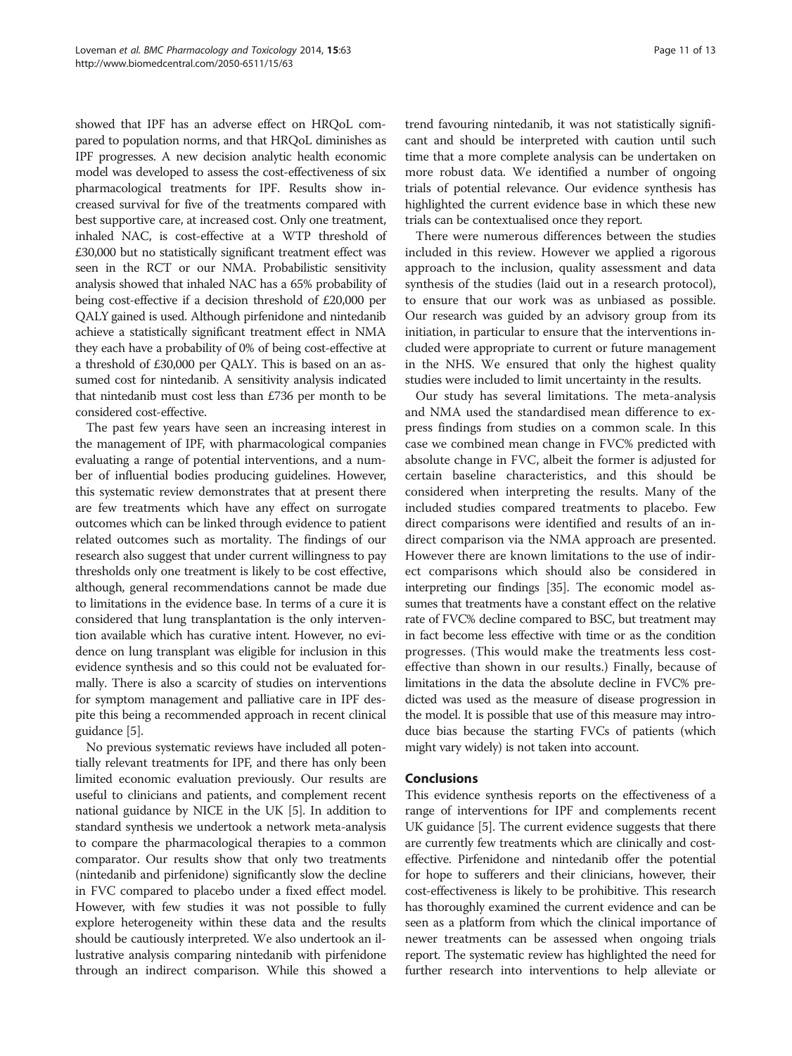showed that IPF has an adverse effect on HRQoL compared to population norms, and that HRQoL diminishes as IPF progresses. A new decision analytic health economic model was developed to assess the cost-effectiveness of six pharmacological treatments for IPF. Results show increased survival for five of the treatments compared with best supportive care, at increased cost. Only one treatment, inhaled NAC, is cost-effective at a WTP threshold of £30,000 but no statistically significant treatment effect was seen in the RCT or our NMA. Probabilistic sensitivity analysis showed that inhaled NAC has a 65% probability of being cost-effective if a decision threshold of £20,000 per QALY gained is used. Although pirfenidone and nintedanib achieve a statistically significant treatment effect in NMA they each have a probability of 0% of being cost-effective at a threshold of £30,000 per QALY. This is based on an assumed cost for nintedanib. A sensitivity analysis indicated that nintedanib must cost less than £736 per month to be considered cost-effective.

The past few years have seen an increasing interest in the management of IPF, with pharmacological companies evaluating a range of potential interventions, and a number of influential bodies producing guidelines. However, this systematic review demonstrates that at present there are few treatments which have any effect on surrogate outcomes which can be linked through evidence to patient related outcomes such as mortality. The findings of our research also suggest that under current willingness to pay thresholds only one treatment is likely to be cost effective, although, general recommendations cannot be made due to limitations in the evidence base. In terms of a cure it is considered that lung transplantation is the only intervention available which has curative intent. However, no evidence on lung transplant was eligible for inclusion in this evidence synthesis and so this could not be evaluated formally. There is also a scarcity of studies on interventions for symptom management and palliative care in IPF despite this being a recommended approach in recent clinical guidance [5].

No previous systematic reviews have included all potentially relevant treatments for IPF, and there has only been limited economic evaluation previously. Our results are useful to clinicians and patients, and complement recent national guidance by NICE in the UK [5]. In addition to standard synthesis we undertook a network meta-analysis to compare the pharmacological therapies to a common comparator. Our results show that only two treatments (nintedanib and pirfenidone) significantly slow the decline in FVC compared to placebo under a fixed effect model. However, with few studies it was not possible to fully explore heterogeneity within these data and the results should be cautiously interpreted. We also undertook an illustrative analysis comparing nintedanib with pirfenidone through an indirect comparison. While this showed a trend favouring nintedanib, it was not statistically significant and should be interpreted with caution until such time that a more complete analysis can be undertaken on more robust data. We identified a number of ongoing trials of potential relevance. Our evidence synthesis has highlighted the current evidence base in which these new trials can be contextualised once they report.

There were numerous differences between the studies included in this review. However we applied a rigorous approach to the inclusion, quality assessment and data synthesis of the studies (laid out in a research protocol), to ensure that our work was as unbiased as possible. Our research was guided by an advisory group from its initiation, in particular to ensure that the interventions included were appropriate to current or future management in the NHS. We ensured that only the highest quality studies were included to limit uncertainty in the results.

Our study has several limitations. The meta-analysis and NMA used the standardised mean difference to express findings from studies on a common scale. In this case we combined mean change in FVC% predicted with absolute change in FVC, albeit the former is adjusted for certain baseline characteristics, and this should be considered when interpreting the results. Many of the included studies compared treatments to placebo. Few direct comparisons were identified and results of an indirect comparison via the NMA approach are presented. However there are known limitations to the use of indirect comparisons which should also be considered in interpreting our findings [35]. The economic model assumes that treatments have a constant effect on the relative rate of FVC% decline compared to BSC, but treatment may in fact become less effective with time or as the condition progresses. (This would make the treatments less cost-effective than shown in our results.) Finally, because of limitations in the data the absolute decline in FVC% predicted was used as the measure of disease progression in the model. It is possible that use of this measure may introduce bias because the starting FVCs of patients (which might vary widely) is not taken into account.

## Conclusions

This evidence synthesis reports on the effectiveness of a range of interventions for IPF and complements recent UK guidance [5]. The current evidence suggests that there are currently few treatments which are clinically and cost-effective. Pirfenidone and nintedanib offer the potential for hope to sufferers and their clinicians, however, their cost-effectiveness is likely to be prohibitive. This research has thoroughly examined the current evidence and can be seen as a platform from which the clinical importance of newer treatments can be assessed when ongoing trials report. The systematic review has highlighted the need for further research into interventions to help alleviate or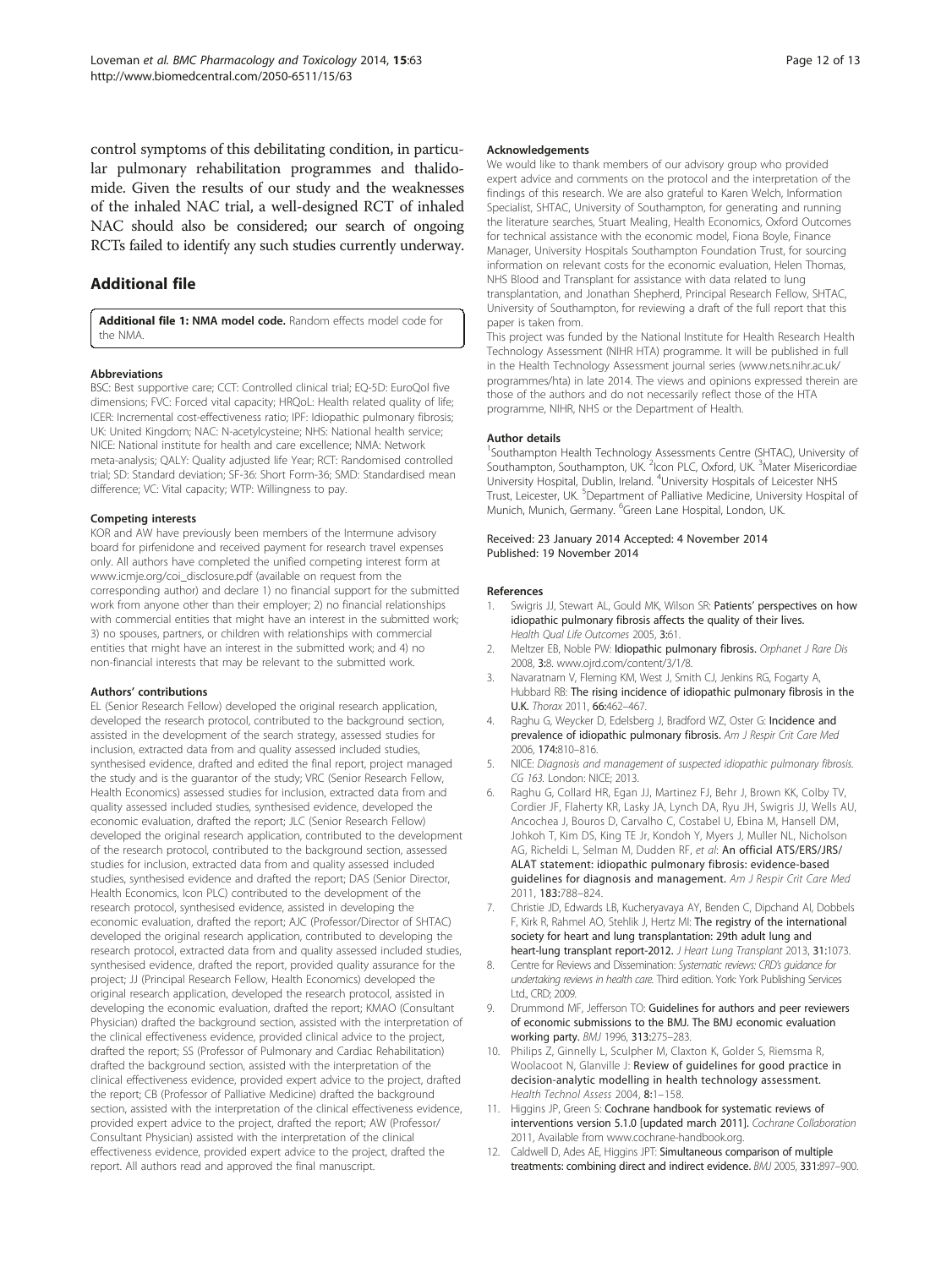control symptoms of this debilitating condition, in particular pulmonary rehabilitation programmes and thalidomide. Given the results of our study and the weaknesses of the inhaled NAC trial, a well-designed RCT of inhaled NAC should also be considered; our search of ongoing RCTs failed to identify any such studies currently underway.

## Additional file

**Additional file 1: NMA model code.** Random effects model code for the NMA.

#### Abbreviations

BSC: Best supportive care; CCT: Controlled clinical trial; EQ-5D: EuroQol five dimensions; FVC: Forced vital capacity; HRQoL: Health related quality of life; ICER: Incremental cost-effectiveness ratio; IPF: Idiopathic pulmonary fibrosis; UK: United Kingdom; NAC: N-acetylcysteine; NHS: National health service; NICE: National institute for health and care excellence; NMA: Network meta-analysis; QALY: Quality adjusted life Year; RCT: Randomised controlled trial; SD: Standard deviation; SF-36: Short Form-36; SMD: Standardised mean difference; VC: Vital capacity; WTP: Willingness to pay.

#### Competing interests

KOR and AW have previously been members of the Intermune advisory board for pirfenidone and received payment for research travel expenses only. All authors have completed the unified competing interest form at www.icmje.org/coi_disclosure.pdf (available on request from the corresponding author) and declare 1) no financial support for the submitted work from anyone other than their employer; 2) no financial relationships with commercial entities that might have an interest in the submitted work; 3) no spouses, partners, or children with relationships with commercial entities that might have an interest in the submitted work; and 4) no non-financial interests that may be relevant to the submitted work.

#### Authors' contributions

EL (Senior Research Fellow) developed the original research application, developed the research protocol, contributed to the background section, assisted in the development of the search strategy, assessed studies for inclusion, extracted data from and quality assessed included studies, synthesised evidence, drafted and edited the final report, project managed the study and is the guarantor of the study; VRC (Senior Research Fellow, Health Economics) assessed studies for inclusion, extracted data from and quality assessed included studies, synthesised evidence, developed the economic evaluation, drafted the report; JLC (Senior Research Fellow) developed the original research application, contributed to the development of the research protocol, contributed to the background section, assessed studies for inclusion, extracted data from and quality assessed included studies, synthesised evidence and drafted the report; DAS (Senior Director, Health Economics, Icon PLC) contributed to the development of the research protocol, synthesised evidence, assisted in developing the economic evaluation, drafted the report; AJC (Professor/Director of SHTAC) developed the original research application, contributed to developing the research protocol, extracted data from and quality assessed included studies, synthesised evidence, drafted the report, provided quality assurance for the project; JJ (Principal Research Fellow, Health Economics) developed the original research application, developed the research protocol, assisted in developing the economic evaluation, drafted the report; KMAO (Consultant Physician) drafted the background section, assisted with the interpretation of the clinical effectiveness evidence, provided clinical advice to the project, drafted the report; SS (Professor of Pulmonary and Cardiac Rehabilitation) drafted the background section, assisted with the interpretation of the clinical effectiveness evidence, provided expert advice to the project, drafted the report; CB (Professor of Palliative Medicine) drafted the background section, assisted with the interpretation of the clinical effectiveness evidence, provided expert advice to the project, drafted the report; AW (Professor/ Consultant Physician) assisted with the interpretation of the clinical effectiveness evidence, provided expert advice to the project, drafted the report. All authors read and approved the final manuscript.

#### Acknowledgements

We would like to thank members of our advisory group who provided expert advice and comments on the protocol and the interpretation of the findings of this research. We are also grateful to Karen Welch, Information Specialist, SHTAC, University of Southampton, for generating and running the literature searches, Stuart Mealing, Health Economics, Oxford Outcomes for technical assistance with the economic model, Fiona Boyle, Finance Manager, University Hospitals Southampton Foundation Trust, for sourcing information on relevant costs for the economic evaluation, Helen Thomas, NHS Blood and Transplant for assistance with data related to lung transplantation, and Jonathan Shepherd, Principal Research Fellow, SHTAC, University of Southampton, for reviewing a draft of the full report that this paper is taken from.

This project was funded by the National Institute for Health Research Health Technology Assessment (NIHR HTA) programme. It will be published in full in the Health Technology Assessment journal series (www.nets.nihr.ac.uk/ programmes/hta) in late 2014. The views and opinions expressed therein are those of the authors and do not necessarily reflect those of the HTA programme, NIHR, NHS or the Department of Health.

#### Author details

[1]Southampton Health Technology Assessments Centre (SHTAC), University of Southampton, Southampton, UK. [2]Icon PLC, Oxford, UK. [3]Mater Misericordiae University Hospital, Dublin, Ireland. [4]University Hospitals of Leicester NHS Trust, Leicester, UK. [5]Department of Palliative Medicine, University Hospital of Munich, Munich, Germany. [6]Green Lane Hospital, London, UK.

Received: 23 January 2014 Accepted: 4 November 2014
Published: 19 November 2014

#### References

1. Swigris JJ, Stewart AL, Gould MK, Wilson SR: **Patients' perspectives on how idiopathic pulmonary fibrosis affects the quality of their lives.** *Health Qual Life Outcomes* 2005, **3:**61.
2. Meltzer EB, Noble PW: **Idiopathic pulmonary fibrosis.** *Orphanet J Rare Dis* 2008, **3:**8. www.ojrd.com/content/3/1/8.
3. Navaratnam V, Fleming KM, West J, Smith CJ, Jenkins RG, Fogarty A, Hubbard RB: **The rising incidence of idiopathic pulmonary fibrosis in the U.K.** *Thorax* 2011, **66:**462–467.
4. Raghu G, Weycker D, Edelsberg J, Bradford WZ, Oster G: **Incidence and prevalence of idiopathic pulmonary fibrosis.** *Am J Respir Crit Care Med* 2006, **174:**810–816.
5. NICE: *Diagnosis and management of suspected idiopathic pulmonary fibrosis. CG 163.* London: NICE; 2013.
6. Raghu G, Collard HR, Egan JJ, Martinez FJ, Behr J, Brown KK, Colby TV, Cordier JF, Flaherty KR, Lasky JA, Lynch DA, Ryu JH, Swigris JJ, Wells AU, Ancochea J, Bouros D, Carvalho C, Costabel U, Ebina M, Hansell DM, Johkoh T, Kim DS, King TE Jr, Kondoh Y, Myers J, Muller NL, Nicholson AG, Richeldi L, Selman M, Dudden RF, *et al*: **An official ATS/ERS/JRS/ ALAT statement: idiopathic pulmonary fibrosis: evidence-based guidelines for diagnosis and management.** *Am J Respir Crit Care Med* 2011, **183:**788–824.
7. Christie JD, Edwards LB, Kucheryavaya AY, Benden C, Dipchand AI, Dobbels F, Kirk R, Rahmel AO, Stehlik J, Hertz MI: **The registry of the international society for heart and lung transplantation: 29th adult lung and heart-lung transplant report-2012.** *J Heart Lung Transplant* 2013, **31:**1073.
8. Centre for Reviews and Dissemination: *Systematic reviews: CRD's guidance for undertaking reviews in health care.* Third edition. York: York Publishing Services Ltd., CRD; 2009.
9. Drummond MF, Jefferson TO: **Guidelines for authors and peer reviewers of economic submissions to the BMJ. The BMJ economic evaluation working party.** *BMJ* 1996, **313:**275–283.
10. Philips Z, Ginnelly L, Sculpher M, Claxton K, Golder S, Riemsma R, Woolacoot N, Glanville J: **Review of guidelines for good practice in decision-analytic modelling in health technology assessment.** *Health Technol Assess* 2004, **8:**1–158.
11. Higgins JP, Green S: **Cochrane handbook for systematic reviews of interventions version 5.1.0 [updated march 2011].** *Cochrane Collaboration* 2011, Available from www.cochrane-handbook.org.
12. Caldwell D, Ades AE, Higgins JPT: **Simultaneous comparison of multiple treatments: combining direct and indirect evidence.** *BMJ* 2005, 331:897–900.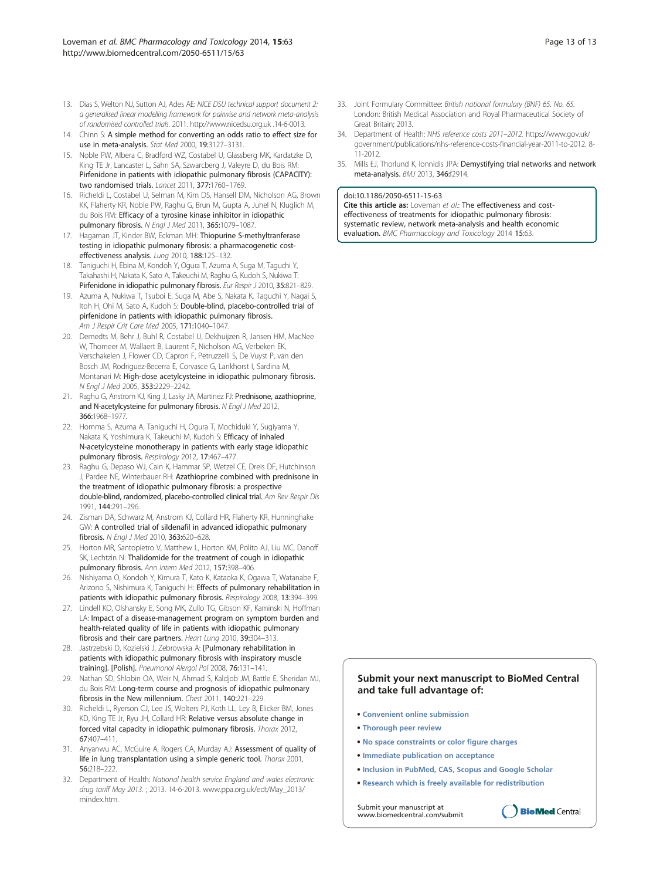13. Dias S, Welton NJ, Sutton AJ, Ades AE: *NICE DSU technical support document 2: a generalised linear modelling framework for pairwise and network meta-analysis of randomised controlled trials.* 2011. http://www.nicedsu.org.uk .14-6-0013.
14. Chinn S: **A simple method for converting an odds ratio to effect size for use in meta-analysis.** *Stat Med* 2000, **19**:3127–3131.
15. Noble PW, Albera C, Bradford WZ, Costabel U, Glassberg MK, Kardatzke D, King TE Jr, Lancaster L, Sahn SA, Szwarcberg J, Valeyre D, du Bois RM: **Pirfenidone in patients with idiopathic pulmonary fibrosis (CAPACITY): two randomised trials.** *Lancet* 2011, **377**:1760–1769.
16. Richeldi L, Costabel U, Selman M, Kim DS, Hansell DM, Nicholson AG, Brown KK, Flaherty KR, Noble PW, Raghu G, Brun M, Gupta A, Juhel N, Kluglich M, du Bois RM: **Efficacy of a tyrosine kinase inhibitor in idiopathic pulmonary fibrosis.** *N Engl J Med* 2011, **365**:1079–1087.
17. Hagaman JT, Kinder BW, Eckman MH: **Thiopurine S-methyltranferase testing in idiopathic pulmonary fibrosis: a pharmacogenetic cost-effectiveness analysis.** *Lung* 2010, **188**:125–132.
18. Taniguchi H, Ebina M, Kondoh Y, Ogura T, Azuma A, Suga M, Taguchi Y, Takahashi H, Nakata K, Sato A, Takeuchi M, Raghu G, Kudoh S, Nukiwa T: **Pirfenidone in idiopathic pulmonary fibrosis.** *Eur Respir J* 2010, **35**:821–829.
19. Azuma A, Nukiwa T, Tsuboi E, Suga M, Abe S, Nakata K, Taguchi Y, Nagai S, Itoh H, Ohi M, Sato A, Kudoh S: **Double-blind, placebo-controlled trial of pirfenidone in patients with idiopathic pulmonary fibrosis.** *Am J Respir Crit Care Med* 2005, **171**:1040–1047.
20. Demedts M, Behr J, Buhl R, Costabel U, Dekhuijzen R, Jansen HM, MacNee W, Thomeer M, Wallaert B, Laurent F, Nicholson AG, Verbeken EK, Verschakelen J, Flower CD, Capron F, Petruzzelli S, De Vuyst P, van den Bosch JM, Rodriguez-Becerra E, Corvasce G, Lankhorst I, Sardina M, Montanari M: **High-dose acetylcysteine in idiopathic pulmonary fibrosis.** *N Engl J Med* 2005, **353**:2229–2242.
21. Raghu G, Anstrom KJ, King J, Lasky JA, Martinez FJ: **Prednisone, azathioprine, and N-acetylcysteine for pulmonary fibrosis.** *N Engl J Med* 2012, **366**:1968–1977.
22. Homma S, Azuma A, Taniguchi H, Ogura T, Mochiduki Y, Sugiyama Y, Nakata K, Yoshimura K, Takeuchi M, Kudoh S: **Efficacy of inhaled N-acetylcysteine monotherapy in patients with early stage idiopathic pulmonary fibrosis.** *Respirology* 2012, **17**:467–477.
23. Raghu G, Depaso WJ, Cain K, Hammar SP, Wetzel CE, Dreis DF, Hutchinson J, Pardee NE, Winterbauer RH: **Azathioprine combined with prednisone in the treatment of idiopathic pulmonary fibrosis: a prospective double-blind, randomized, placebo-controlled clinical trial.** *Am Rev Respir Dis* 1991, **144**:291–296.
24. Zisman DA, Schwarz M, Anstrom KJ, Collard HR, Flaherty KR, Hunninghake GW: **A controlled trial of sildenafil in advanced idiopathic pulmonary fibrosis.** *N Engl J Med* 2010, **363**:620–628.
25. Horton MR, Santopietro V, Matthew L, Horton KM, Polito AJ, Liu MC, Danoff SK, Lechtzin N: **Thalidomide for the treatment of cough in idiopathic pulmonary fibrosis.** *Ann Intern Med* 2012, **157**:398–406.
26. Nishiyama O, Kondoh Y, Kimura T, Kato K, Kataoka K, Ogawa T, Watanabe F, Arizono S, Nishimura K, Taniguchi H: **Effects of pulmonary rehabilitation in patients with idiopathic pulmonary fibrosis.** *Respirology* 2008, **13**:394–399.
27. Lindell KO, Olshansky E, Song MK, Zullo TG, Gibson KF, Kaminski N, Hoffman LA: **Impact of a disease-management program on symptom burden and health-related quality of life in patients with idiopathic pulmonary fibrosis and their care partners.** *Heart Lung* 2010, **39**:304–313.
28. Jastrzebski D, Kozielski J, Zebrowska A: **[Pulmonary rehabilitation in patients with idiopathic pulmonary fibrosis with inspiratory muscle training]. [Polish].** *Pneumonol Alergol Pol* 2008, **76**:131–141.
29. Nathan SD, Shlobin OA, Weir N, Ahmad S, Kaldjob JM, Battle E, Sheridan MJ, du Bois RM: **Long-term course and prognosis of idiopathic pulmonary fibrosis in the New millennium.** *Chest* 2011, **140**:221–229.
30. Richeldi L, Ryerson CJ, Lee JS, Wolters PJ, Koth LL, Ley B, Elicker BM, Jones KD, King TE Jr, Ryu JH, Collard HR: **Relative versus absolute change in forced vital capacity in idiopathic pulmonary fibrosis.** *Thorax* 2012, **67**:407–411.
31. Anyanwu AC, McGuire A, Rogers CA, Murday AJ: **Assessment of quality of life in lung transplantation using a simple generic tool.** *Thorax* 2001, **56**:218–222.
32. Department of Health: *National health service England and wales electronic drug tariff May 2013.* ; 2013. 14-6-2013. www.ppa.org.uk/edt/May_2013/mindex.htm.
33. Joint Formulary Committee: *British national formulary (BNF) 65. No. 65.* London: British Medical Association and Royal Pharmaceutical Society of Great Britain; 2013.
34. Department of Health: *NHS reference costs 2011–2012.* https://www.gov.uk/government/publications/nhs-reference-costs-financial-year-2011-to-2012. 8-11-2012.
35. Mills EJ, Thorlund K, Ionnidis JPA: **Demystifying trial networks and network meta-analysis.** *BMJ* 2013, **346**:f2914.

doi:10.1186/2050-6511-15-63

**Cite this article as:** Loveman *et al.*: The effectiveness and cost-effectiveness of treatments for idiopathic pulmonary fibrosis: systematic review, network meta-analysis and health economic evaluation. *BMC Pharmacology and Toxicology* 2014 **15**:63.

**Submit your next manuscript to BioMed Central and take full advantage of:**

- Convenient online submission
- Thorough peer review
- No space constraints or color figure charges
- Immediate publication on acceptance
- Inclusion in PubMed, CAS, Scopus and Google Scholar
- Research which is freely available for redistribution

Submit your manuscript at www.biomedcentral.com/submit

BioMed Central